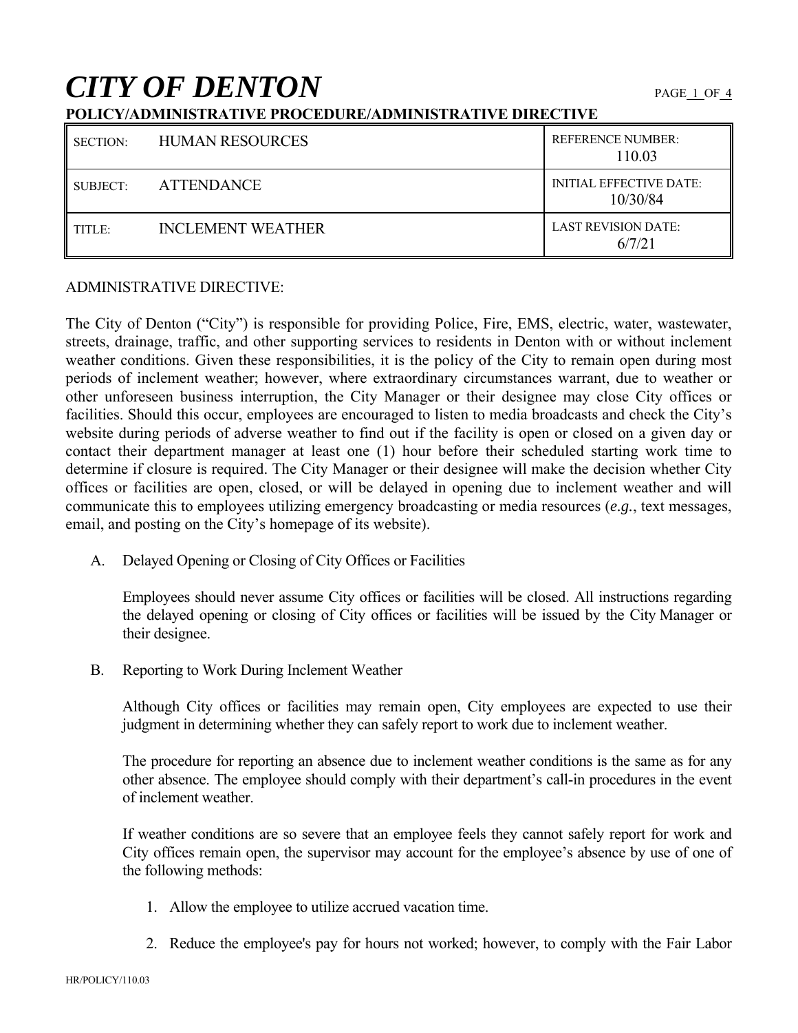# *CITY OF DENTON*

**POLICY/ADMINISTRATIVE PROCEDURE/ADMINISTRATIVE DIRECTIVE**

| SECTION: HUMAN RESOURCES | REFERENCE NUMBER: 110.03 |
|---|---|
| SUBJECT: ATTENDANCE | INITIAL EFFECTIVE DATE: 10/30/84 |
| TITLE: INCLEMENT WEATHER | LAST REVISION DATE: 6/7/21 |

ADMINISTRATIVE DIRECTIVE:

The City of Denton ("City") is responsible for providing Police, Fire, EMS, electric, water, wastewater, streets, drainage, traffic, and other supporting services to residents in Denton with or without inclement weather conditions. Given these responsibilities, it is the policy of the City to remain open during most periods of inclement weather; however, where extraordinary circumstances warrant, due to weather or other unforeseen business interruption, the City Manager or their designee may close City offices or facilities. Should this occur, employees are encouraged to listen to media broadcasts and check the City's website during periods of adverse weather to find out if the facility is open or closed on a given day or contact their department manager at least one (1) hour before their scheduled starting work time to determine if closure is required. The City Manager or their designee will make the decision whether City offices or facilities are open, closed, or will be delayed in opening due to inclement weather and will communicate this to employees utilizing emergency broadcasting or media resources (*e.g.*, text messages, email, and posting on the City's homepage of its website).

A. Delayed Opening or Closing of City Offices or Facilities

Employees should never assume City offices or facilities will be closed. All instructions regarding the delayed opening or closing of City offices or facilities will be issued by the City Manager or their designee.

B. Reporting to Work During Inclement Weather

Although City offices or facilities may remain open, City employees are expected to use their judgment in determining whether they can safely report to work due to inclement weather.

The procedure for reporting an absence due to inclement weather conditions is the same as for any other absence. The employee should comply with their department's call-in procedures in the event of inclement weather.

If weather conditions are so severe that an employee feels they cannot safely report for work and City offices remain open, the supervisor may account for the employee's absence by use of one of the following methods:

1. Allow the employee to utilize accrued vacation time.

2. Reduce the employee's pay for hours not worked; however, to comply with the Fair Labor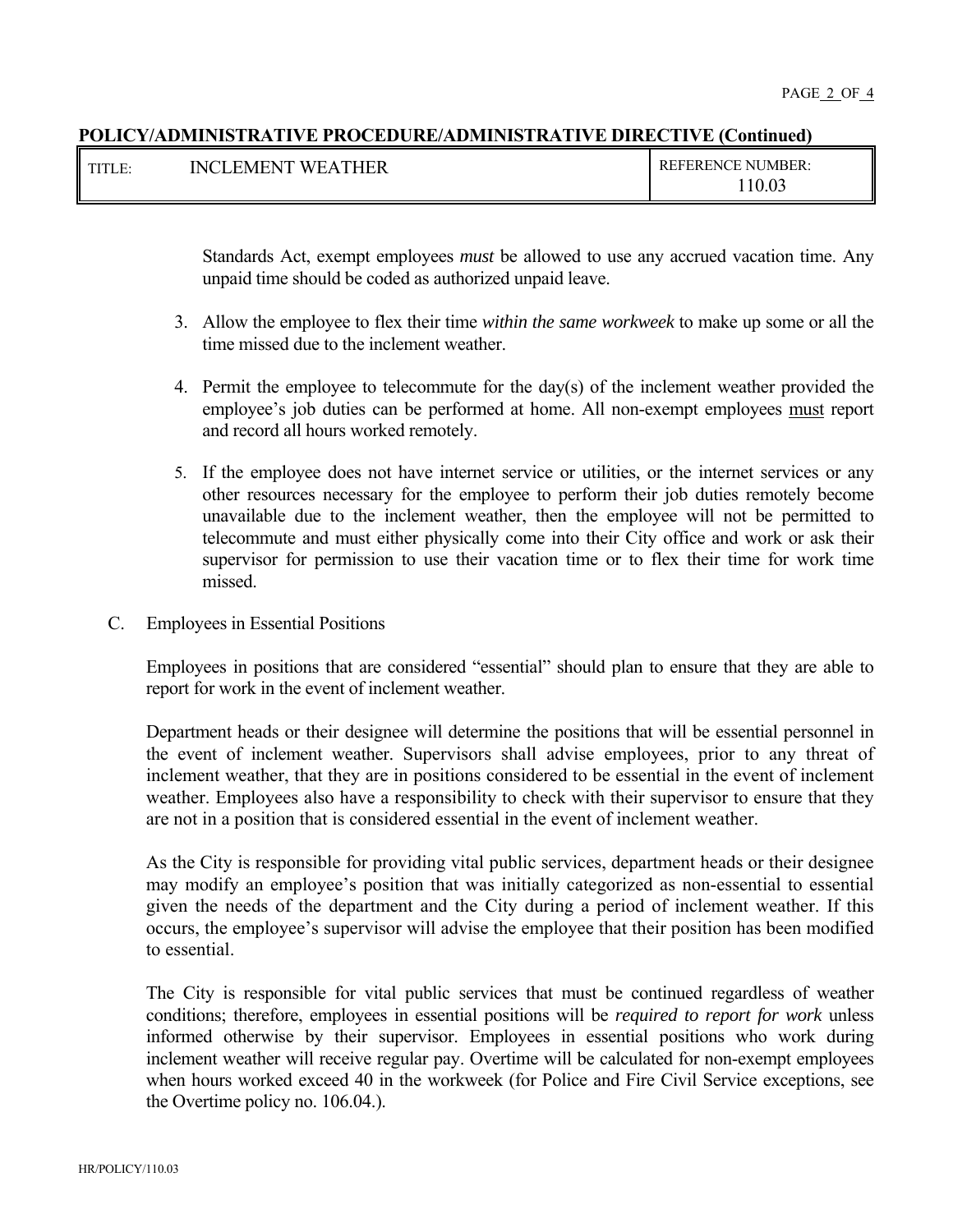Standards Act, exempt employees *must* be allowed to use any accrued vacation time. Any unpaid time should be coded as authorized unpaid leave.

3. Allow the employee to flex their time *within the same workweek* to make up some or all the time missed due to the inclement weather.

4. Permit the employee to telecommute for the day(s) of the inclement weather provided the employee's job duties can be performed at home. All non-exempt employees <u>must</u> report and record all hours worked remotely.

5. If the employee does not have internet service or utilities, or the internet services or any other resources necessary for the employee to perform their job duties remotely become unavailable due to the inclement weather, then the employee will not be permitted to telecommute and must either physically come into their City office and work or ask their supervisor for permission to use their vacation time or to flex their time for work time missed.

C. Employees in Essential Positions

Employees in positions that are considered "essential" should plan to ensure that they are able to report for work in the event of inclement weather.

Department heads or their designee will determine the positions that will be essential personnel in the event of inclement weather. Supervisors shall advise employees, prior to any threat of inclement weather, that they are in positions considered to be essential in the event of inclement weather. Employees also have a responsibility to check with their supervisor to ensure that they are not in a position that is considered essential in the event of inclement weather.

As the City is responsible for providing vital public services, department heads or their designee may modify an employee's position that was initially categorized as non-essential to essential given the needs of the department and the City during a period of inclement weather. If this occurs, the employee's supervisor will advise the employee that their position has been modified to essential.

The City is responsible for vital public services that must be continued regardless of weather conditions; therefore, employees in essential positions will be *required to report for work* unless informed otherwise by their supervisor. Employees in essential positions who work during inclement weather will receive regular pay. Overtime will be calculated for non-exempt employees when hours worked exceed 40 in the workweek (for Police and Fire Civil Service exceptions, see the Overtime policy no. 106.04.).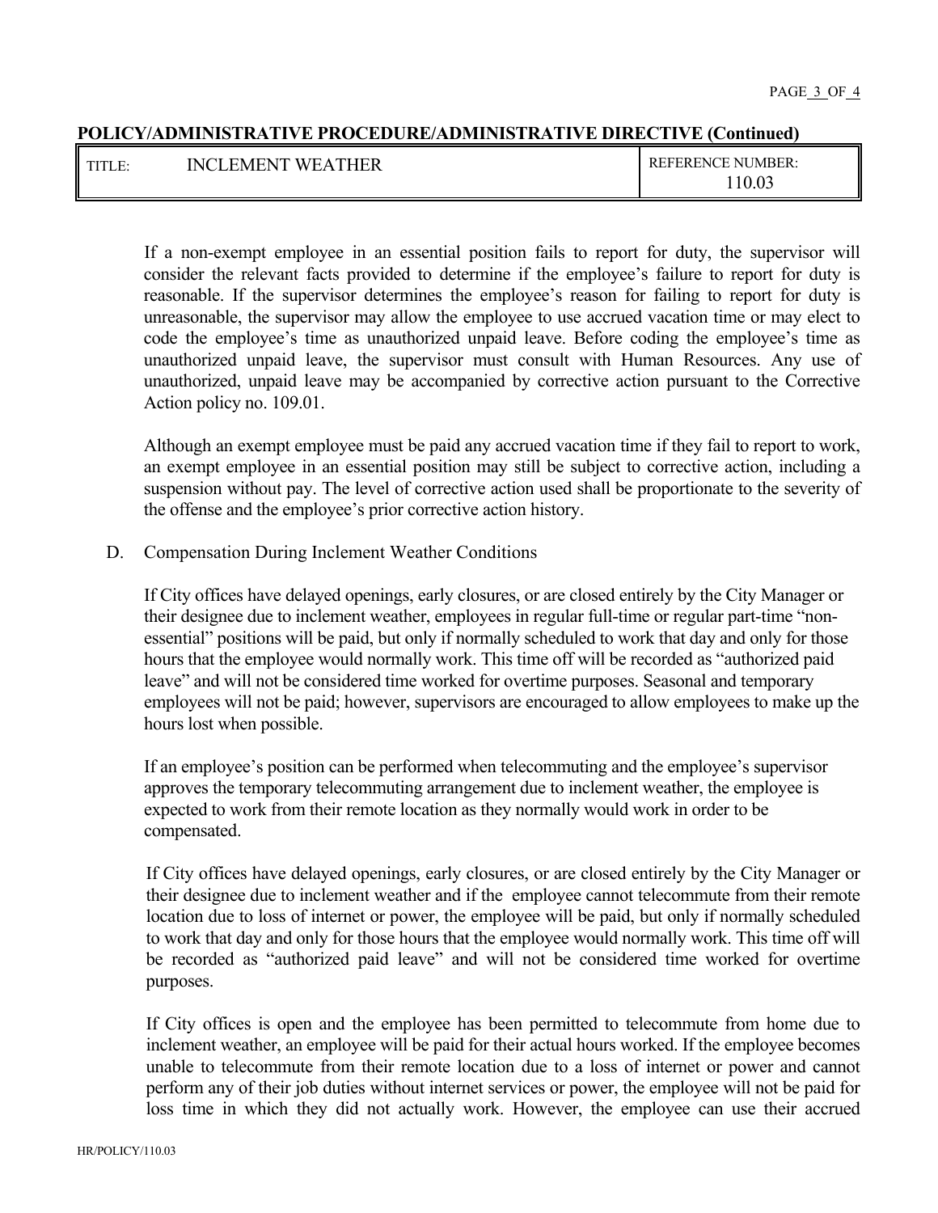**POLICY/ADMINISTRATIVE PROCEDURE/ADMINISTRATIVE DIRECTIVE (Continued)**

| TITLE: INCLEMENT WEATHER | REFERENCE NUMBER: 110.03 |
|---|---|

If a non-exempt employee in an essential position fails to report for duty, the supervisor will consider the relevant facts provided to determine if the employee's failure to report for duty is reasonable. If the supervisor determines the employee's reason for failing to report for duty is unreasonable, the supervisor may allow the employee to use accrued vacation time or may elect to code the employee's time as unauthorized unpaid leave. Before coding the employee's time as unauthorized unpaid leave, the supervisor must consult with Human Resources. Any use of unauthorized, unpaid leave may be accompanied by corrective action pursuant to the Corrective Action policy no. 109.01.

Although an exempt employee must be paid any accrued vacation time if they fail to report to work, an exempt employee in an essential position may still be subject to corrective action, including a suspension without pay. The level of corrective action used shall be proportionate to the severity of the offense and the employee's prior corrective action history.

D. Compensation During Inclement Weather Conditions

If City offices have delayed openings, early closures, or are closed entirely by the City Manager or their designee due to inclement weather, employees in regular full-time or regular part-time "non-essential" positions will be paid, but only if normally scheduled to work that day and only for those hours that the employee would normally work. This time off will be recorded as "authorized paid leave" and will not be considered time worked for overtime purposes. Seasonal and temporary employees will not be paid; however, supervisors are encouraged to allow employees to make up the hours lost when possible.

If an employee's position can be performed when telecommuting and the employee's supervisor approves the temporary telecommuting arrangement due to inclement weather, the employee is expected to work from their remote location as they normally would work in order to be compensated.

If City offices have delayed openings, early closures, or are closed entirely by the City Manager or their designee due to inclement weather and if the employee cannot telecommute from their remote location due to loss of internet or power, the employee will be paid, but only if normally scheduled to work that day and only for those hours that the employee would normally work. This time off will be recorded as "authorized paid leave" and will not be considered time worked for overtime purposes.

If City offices is open and the employee has been permitted to telecommute from home due to inclement weather, an employee will be paid for their actual hours worked. If the employee becomes unable to telecommute from their remote location due to a loss of internet or power and cannot perform any of their job duties without internet services or power, the employee will not be paid for loss time in which they did not actually work. However, the employee can use their accrued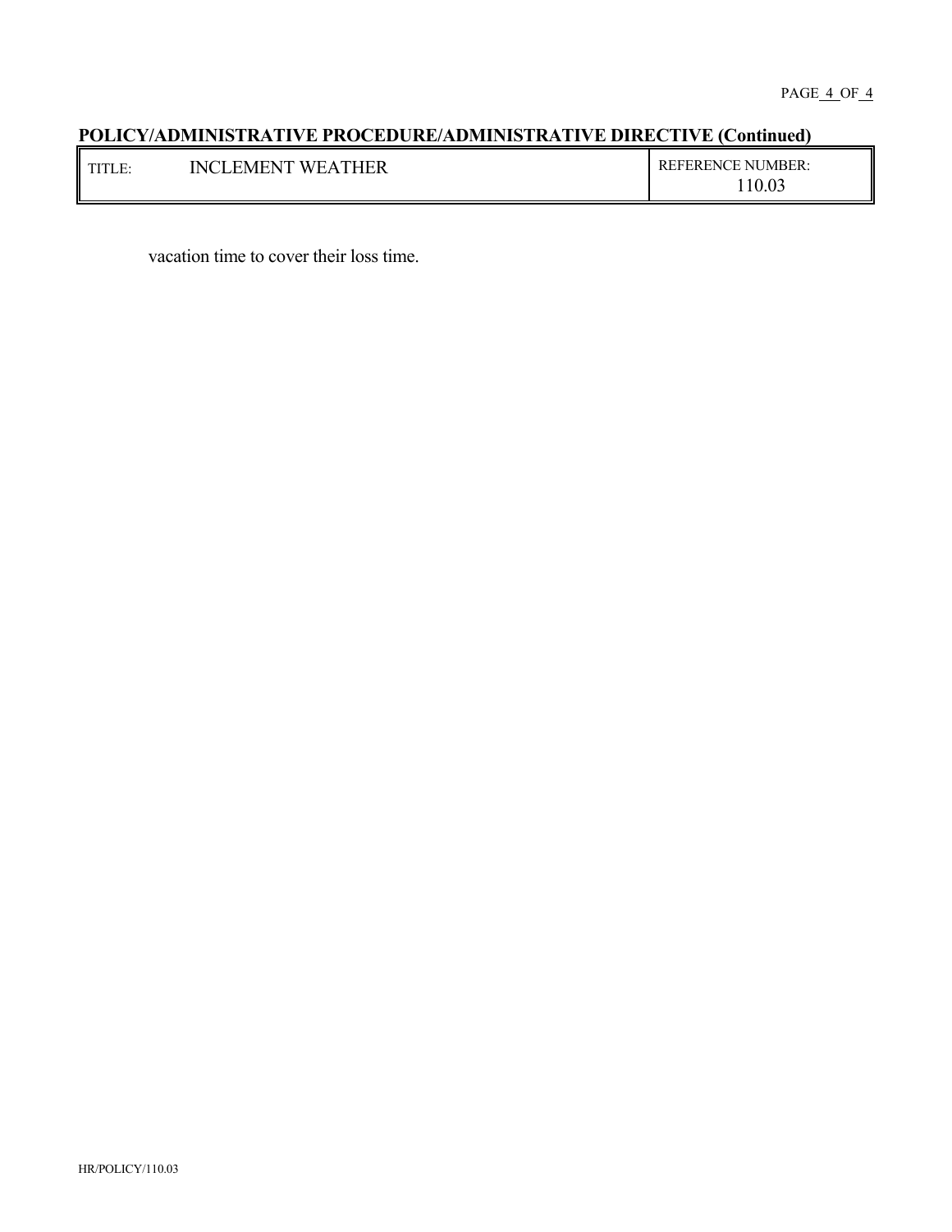**POLICY/ADMINISTRATIVE PROCEDURE/ADMINISTRATIVE DIRECTIVE (Continued)**

| TITLE: INCLEMENT WEATHER | REFERENCE NUMBER: 110.03 |
|---|---|

vacation time to cover their loss time.